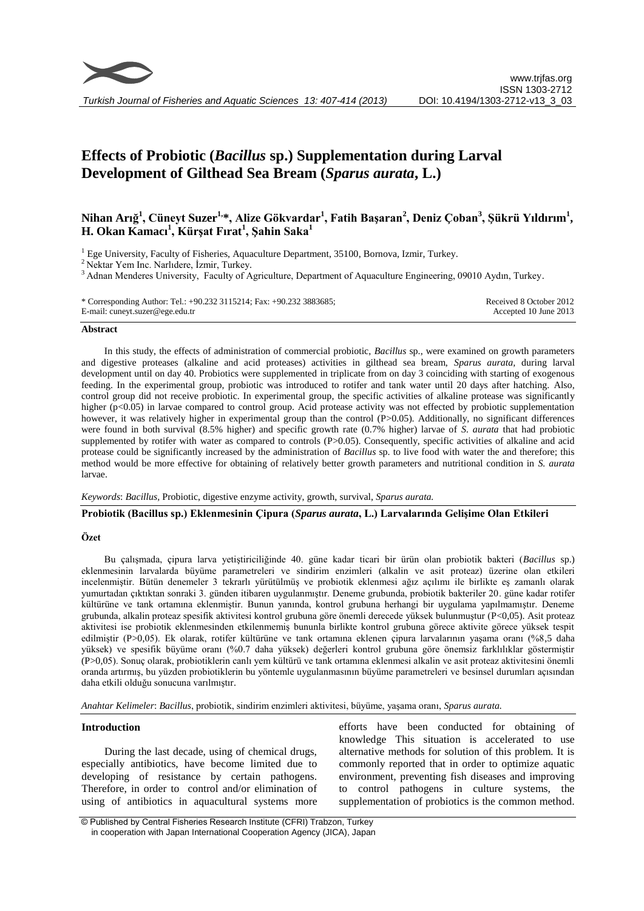# Effects of Probiotic (*Bacillus* sp.) Supplementation during Larval Development of Gilthead Sea Bream (*Sparus aurata*, L.)

**Nihan Arığ[1], Cüneyt Suzer[1,*], Alize Gökvardar[1], Fatih Başaran[2], Deniz Çoban[3], Şükrü Yıldırım[1], H. Okan Kamacı[1], Kürşat Fırat[1], Şahin Saka[1]**

[1] Ege University, Faculty of Fisheries, Aquaculture Department, 35100, Bornova, Izmir, Turkey.
[2] Nektar Yem Inc. Narlıdere, İzmir, Turkey.
[3] Adnan Menderes University, Faculty of Agriculture, Department of Aquaculture Engineering, 09010 Aydın, Turkey.

\* Corresponding Author: Tel.: +90.232 3115214; Fax: +90.232 3883685;
E-mail: cuneyt.suzer@ege.edu.tr

Received 8 October 2012
Accepted 10 June 2013

## Abstract

In this study, the effects of administration of commercial probiotic, *Bacillus* sp., were examined on growth parameters and digestive proteases (alkaline and acid proteases) activities in gilthead sea bream, *Sparus aurata*, during larval development until on day 40. Probiotics were supplemented in triplicate from on day 3 coinciding with starting of exogenous feeding. In the experimental group, probiotic was introduced to rotifer and tank water until 20 days after hatching. Also, control group did not receive probiotic. In experimental group, the specific activities of alkaline protease was significantly higher ($p<0.05$) in larvae compared to control group. Acid protease activity was not effected by probiotic supplementation however, it was relatively higher in experimental group than the control ($P>0.05$). Additionally, no significant differences were found in both survival (8.5% higher) and specific growth rate (0.7% higher) larvae of *S. aurata* that had probiotic supplemented by rotifer with water as compared to controls ($P>0.05$). Consequently, specific activities of alkaline and acid protease could be significantly increased by the administration of *Bacillus* sp. to live food with water the and therefore; this method would be more effective for obtaining of relatively better growth parameters and nutritional condition in *S. aurata* larvae.

*Keywords*: *Bacillus*, Probiotic, digestive enzyme activity, growth, survival, *Sparus aurata.*

## Probiotik (Bacillus sp.) Eklenmesinin Çipura (*Sparus aurata*, L.) Larvalarında Gelişime Olan Etkileri

### Özet

Bu çalışmada, çipura larva yetiştiriciliğinde 40. güne kadar ticari bir ürün olan probiotik bakteri (*Bacillus* sp.) eklenmesinin larvalarda büyüme parametreleri ve sindirim enzimleri (alkalin ve asit proteaz) üzerine olan etkileri incelenmiştir. Bütün denemeler 3 tekrarlı yürütülmüş ve probiotik eklenmesi ağız açılımı ile birlikte eş zamanlı olarak yumurtadan çıktıktan sonraki 3. günden itibaren uygulanmıştır. Deneme grubunda, probiotik bakteriler 20. güne kadar rotifer kültürüne ve tank ortamına eklenmiştir. Bunun yanında, kontrol grubuna herhangi bir uygulama yapılmamıştır. Deneme grubunda, alkalin proteaz spesifik aktivitesi kontrol grubuna göre önemli derecede yüksek bulunmuştur (P<0,05). Asit proteaz aktivitesi ise probiotik eklenmesinden etkilenmemiş bununla birlikte kontrol grubuna görece aktivite görece yüksek tespit edilmiştir (P>0,05). Ek olarak, rotifer kültürüne ve tank ortamına eklenen çipura larvalarının yaşama oranı (%8,5 daha yüksek) ve spesifik büyüme oranı (%0.7 daha yüksek) değerleri kontrol grubuna göre önemsiz farklılıklar göstermiştir (P>0,05). Sonuç olarak, probiotiklerin canlı yem kültürü ve tank ortamına eklenmesi alkalin ve asit proteaz aktivitesini önemli oranda artırmış, bu yüzden probiotiklerin bu yöntemle uygulanmasının büyüme parametreleri ve besinsel durumları açısından daha etkili olduğu sonucuna varılmıştır.

*Anahtar Kelimeler*: *Bacillus*, probiotik, sindirim enzimleri aktivitesi, büyüme, yaşama oranı, *Sparus aurata.*

## Introduction

During the last decade, using of chemical drugs, especially antibiotics, have become limited due to developing of resistance by certain pathogens. Therefore, in order to control and/or elimination of using of antibiotics in aquacultural systems more efforts have been conducted for obtaining of knowledge This situation is accelerated to use alternative methods for solution of this problem. It is commonly reported that in order to optimize aquatic environment, preventing fish diseases and improving to control pathogens in culture systems, the supplementation of probiotics is the common method.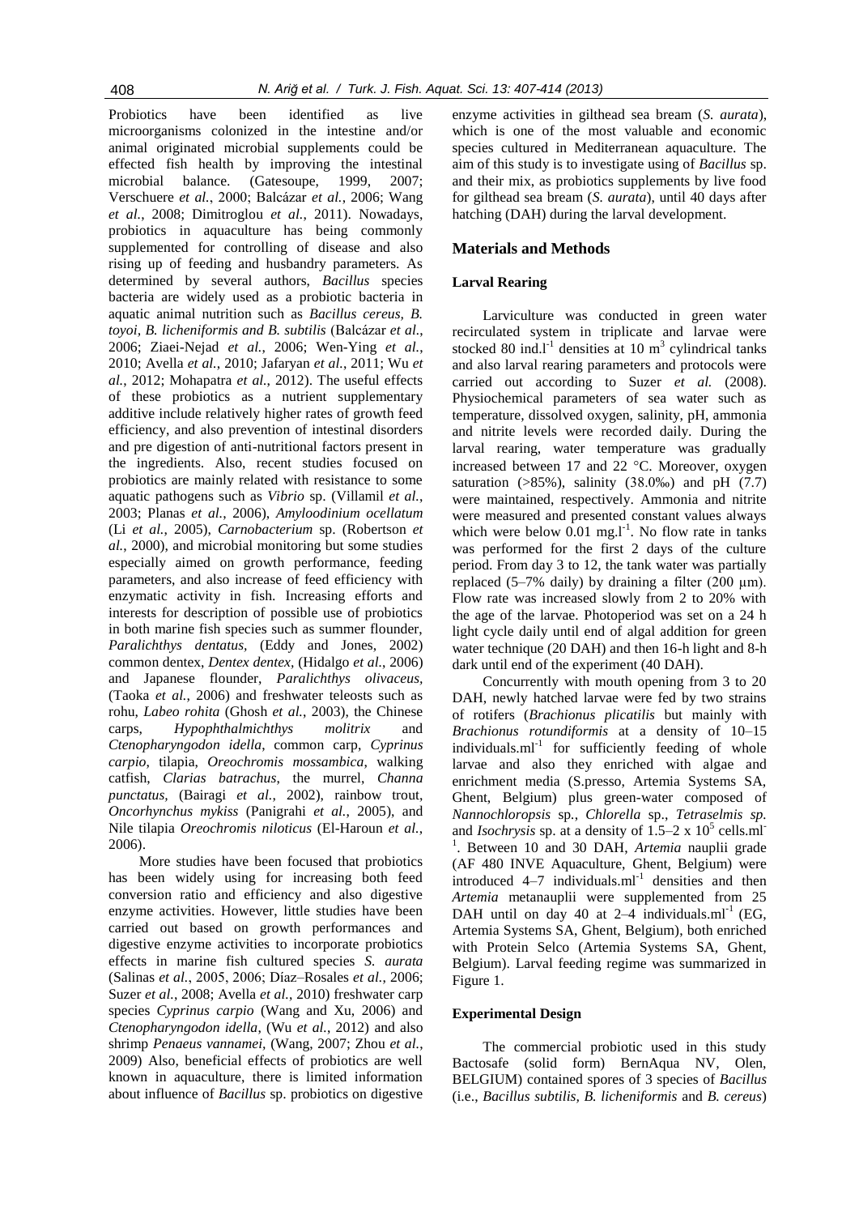Probiotics have been identified as live microorganisms colonized in the intestine and/or animal originated microbial supplements could be effected fish health by improving the intestinal microbial balance. (Gatesoupe, 1999, 2007; Verschuere *et al.*, 2000; Balcázar *et al.*, 2006; Wang *et al.*, 2008; Dimitroglou *et al.*, 2011). Nowadays, probiotics in aquaculture has being commonly supplemented for controlling of disease and also rising up of feeding and husbandry parameters. As determined by several authors, *Bacillus* species bacteria are widely used as a probiotic bacteria in aquatic animal nutrition such as *Bacillus cereus*, *B. toyoi*, *B. licheniformis and B. subtilis* (Balcázar *et al.*, 2006; Ziaei-Nejad *et al.*, 2006; Wen-Ying *et al.*, 2010; Avella *et al.*, 2010; Jafaryan *et al.*, 2011; Wu *et al.*, 2012; Mohapatra *et al.*, 2012). The useful effects of these probiotics as a nutrient supplementary additive include relatively higher rates of growth feed efficiency, and also prevention of intestinal disorders and pre digestion of anti-nutritional factors present in the ingredients. Also, recent studies focused on probiotics are mainly related with resistance to some aquatic pathogens such as *Vibrio* sp. (Villamil *et al.*, 2003; Planas *et al.*, 2006), *Amyloodinium ocellatum* (Li *et al.*, 2005), *Carnobacterium* sp. (Robertson *et al.*, 2000), and microbial monitoring but some studies especially aimed on growth performance, feeding parameters, and also increase of feed efficiency with enzymatic activity in fish. Increasing efforts and interests for description of possible use of probiotics in both marine fish species such as summer flounder, *Paralichthys dentatus*, (Eddy and Jones, 2002) common dentex, *Dentex dentex*, (Hidalgo *et al.*, 2006) and Japanese flounder, *Paralichthys olivaceus*, (Taoka *et al.*, 2006) and freshwater teleosts such as rohu, *Labeo rohita* (Ghosh *et al.*, 2003), the Chinese carps, *Hypophthalmichthys molitrix* and *Ctenopharyngodon idella*, common carp, *Cyprinus carpio*, tilapia, *Oreochromis mossambica*, walking catfish, *Clarias batrachus*, the murrel, *Channa punctatus*, (Bairagi *et al.*, 2002), rainbow trout, *Oncorhynchus mykiss* (Panigrahi *et al.*, 2005), and Nile tilapia *Oreochromis niloticus* (El-Haroun *et al.*, 2006).

More studies have been focused that probiotics has been widely using for increasing both feed conversion ratio and efficiency and also digestive enzyme activities. However, little studies have been carried out based on growth performances and digestive enzyme activities to incorporate probiotics effects in marine fish cultured species *S. aurata* (Salinas *et al.*, 2005, 2006; Díaz–Rosales *et al.*, 2006; Suzer *et al.*, 2008; Avella *et al.*, 2010) freshwater carp species *Cyprinus carpio* (Wang and Xu, 2006) and *Ctenopharyngodon idella*, (Wu *et al.*, 2012) and also shrimp *Penaeus vannamei*, (Wang, 2007; Zhou *et al.*, 2009) Also, beneficial effects of probiotics are well known in aquaculture, there is limited information about influence of *Bacillus* sp. probiotics on digestive enzyme activities in gilthead sea bream (*S. aurata*), which is one of the most valuable and economic species cultured in Mediterranean aquaculture. The aim of this study is to investigate using of *Bacillus* sp. and their mix, as probiotics supplements by live food for gilthead sea bream (*S. aurata*), until 40 days after hatching (DAH) during the larval development.

## Materials and Methods

### Larval Rearing

Larviculture was conducted in green water recirculated system in triplicate and larvae were stocked 80 ind.$l^{-1}$ densities at 10 $m^3$ cylindrical tanks and also larval rearing parameters and protocols were carried out according to Suzer *et al.* (2008). Physiochemical parameters of sea water such as temperature, dissolved oxygen, salinity, pH, ammonia and nitrite levels were recorded daily. During the larval rearing, water temperature was gradually increased between 17 and 22 °C. Moreover, oxygen saturation (>85%), salinity (38.0‰) and pH (7.7) were maintained, respectively. Ammonia and nitrite were measured and presented constant values always which were below 0.01 mg.$l^{-1}$. No flow rate in tanks was performed for the first 2 days of the culture period. From day 3 to 12, the tank water was partially replaced (5–7% daily) by draining a filter (200 µm). Flow rate was increased slowly from 2 to 20% with the age of the larvae. Photoperiod was set on a 24 h light cycle daily until end of algal addition for green water technique (20 DAH) and then 16-h light and 8-h dark until end of the experiment (40 DAH).

Concurrently with mouth opening from 3 to 20 DAH, newly hatched larvae were fed by two strains of rotifers (*Brachionus plicatilis* but mainly with *Brachionus rotundiformis* at a density of 10–15 individuals.$ml^{-1}$ for sufficiently feeding of whole larvae and also they enriched with algae and enrichment media (S.presso, Artemia Systems SA, Ghent, Belgium) plus green-water composed of *Nannochloropsis* sp., *Chlorella* sp., *Tetraselmis sp.* and *Isochrysis* sp. at a density of 1.5–2 x $10^5$ cells.$ml^{-1}$. Between 10 and 30 DAH, *Artemia* nauplii grade (AF 480 INVE Aquaculture, Ghent, Belgium) were introduced 4–7 individuals.$ml^{-1}$ densities and then *Artemia* metanauplii were supplemented from 25 DAH until on day 40 at 2–4 individuals.$ml^{-1}$ (EG, Artemia Systems SA, Ghent, Belgium), both enriched with Protein Selco (Artemia Systems SA, Ghent, Belgium). Larval feeding regime was summarized in Figure 1.

### Experimental Design

The commercial probiotic used in this study Bactosafe (solid form) BernAqua NV, Olen, BELGIUM) contained spores of 3 species of *Bacillus* (i.e., *Bacillus subtilis*, *B. licheniformis* and *B. cereus*)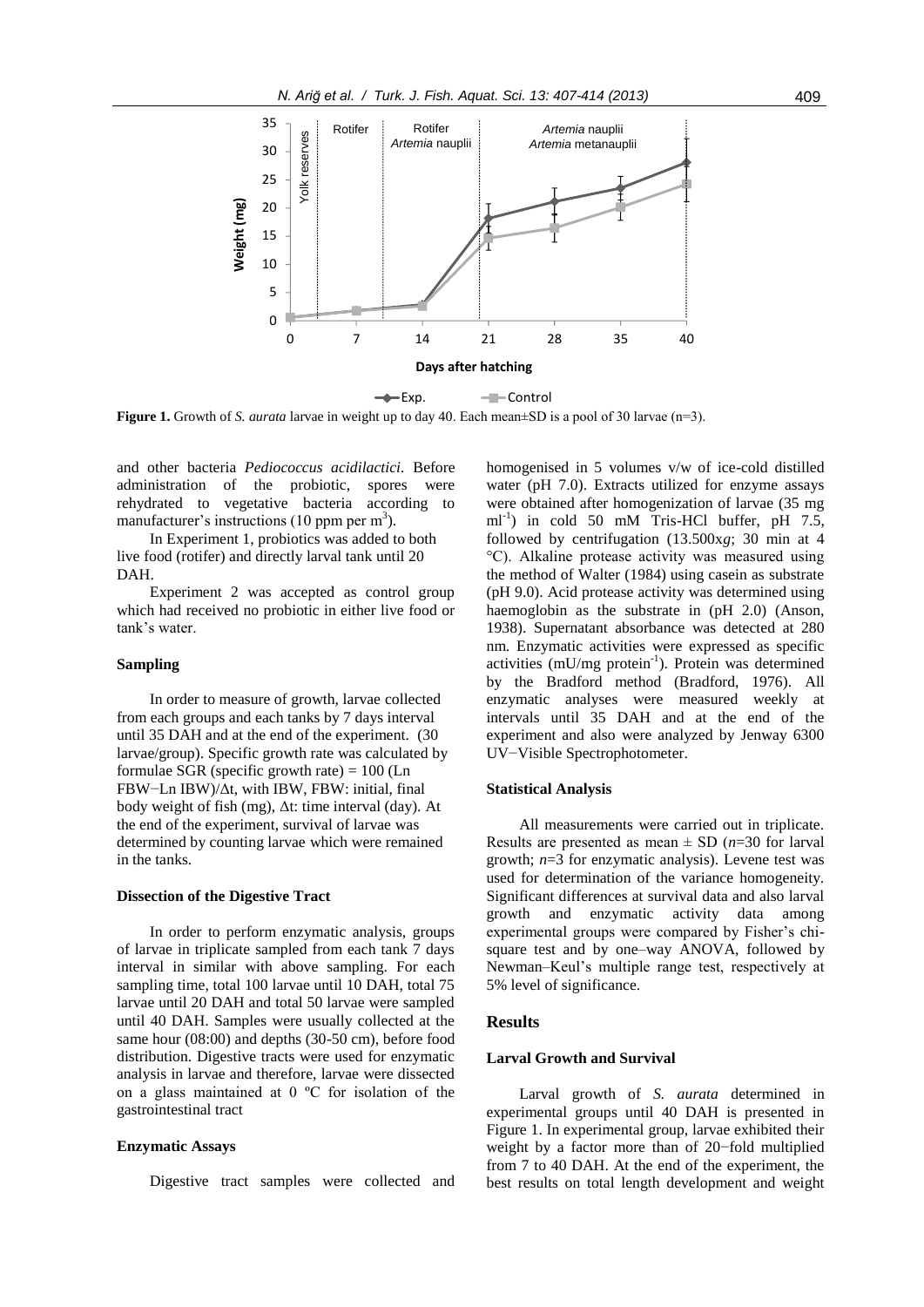**Figure 1.** Growth of *S. aurata* larvae in weight up to day 40. Each mean±SD is a pool of 30 larvae (n=3).

and other bacteria *Pediococcus acidilactici*. Before administration of the probiotic, spores were rehydrated to vegetative bacteria according to manufacturer's instructions (10 ppm per $m^3$).

In Experiment 1, probiotics was added to both live food (rotifer) and directly larval tank until 20 DAH.

Experiment 2 was accepted as control group which had received no probiotic in either live food or tank's water.

#### Sampling

In order to measure of growth, larvae collected from each groups and each tanks by 7 days interval until 35 DAH and at the end of the experiment. (30 larvae/group). Specific growth rate was calculated by formulae SGR (specific growth rate) = 100 (Ln FBW−Ln IBW)/Δt, with IBW, FBW: initial, final body weight of fish (mg), Δt: time interval (day). At the end of the experiment, survival of larvae was determined by counting larvae which were remained in the tanks.

#### Dissection of the Digestive Tract

In order to perform enzymatic analysis, groups of larvae in triplicate sampled from each tank 7 days interval in similar with above sampling. For each sampling time, total 100 larvae until 10 DAH, total 75 larvae until 20 DAH and total 50 larvae were sampled until 40 DAH. Samples were usually collected at the same hour (08:00) and depths (30-50 cm), before food distribution. Digestive tracts were used for enzymatic analysis in larvae and therefore, larvae were dissected on a glass maintained at 0 ºC for isolation of the gastrointestinal tract

#### Enzymatic Assays

Digestive tract samples were collected and homogenised in 5 volumes v/w of ice-cold distilled water (pH 7.0). Extracts utilized for enzyme assays were obtained after homogenization of larvae (35 mg $ml^{-1}$) in cold 50 mM Tris-HCl buffer, pH 7.5, followed by centrifugation (13.500x*g*; 30 min at 4 °C). Alkaline protease activity was measured using the method of Walter (1984) using casein as substrate (pH 9.0). Acid protease activity was determined using haemoglobin as the substrate in (pH 2.0) (Anson, 1938). Supernatant absorbance was detected at 280 nm. Enzymatic activities were expressed as specific activities (mU/mg $protein^{-1}$). Protein was determined by the Bradford method (Bradford, 1976). All enzymatic analyses were measured weekly at intervals until 35 DAH and at the end of the experiment and also were analyzed by Jenway 6300 UV−Visible Spectrophotometer.

#### Statistical Analysis

All measurements were carried out in triplicate. Results are presented as mean ± SD ($n$=30 for larval growth; $n$=3 for enzymatic analysis). Levene test was used for determination of the variance homogeneity. Significant differences at survival data and also larval growth and enzymatic activity data among experimental groups were compared by Fisher's chi-square test and by one–way ANOVA, followed by Newman–Keul's multiple range test, respectively at 5% level of significance.

## Results

#### Larval Growth and Survival

Larval growth of *S. aurata* determined in experimental groups until 40 DAH is presented in Figure 1. In experimental group, larvae exhibited their weight by a factor more than of 20−fold multiplied from 7 to 40 DAH. At the end of the experiment, the best results on total length development and weight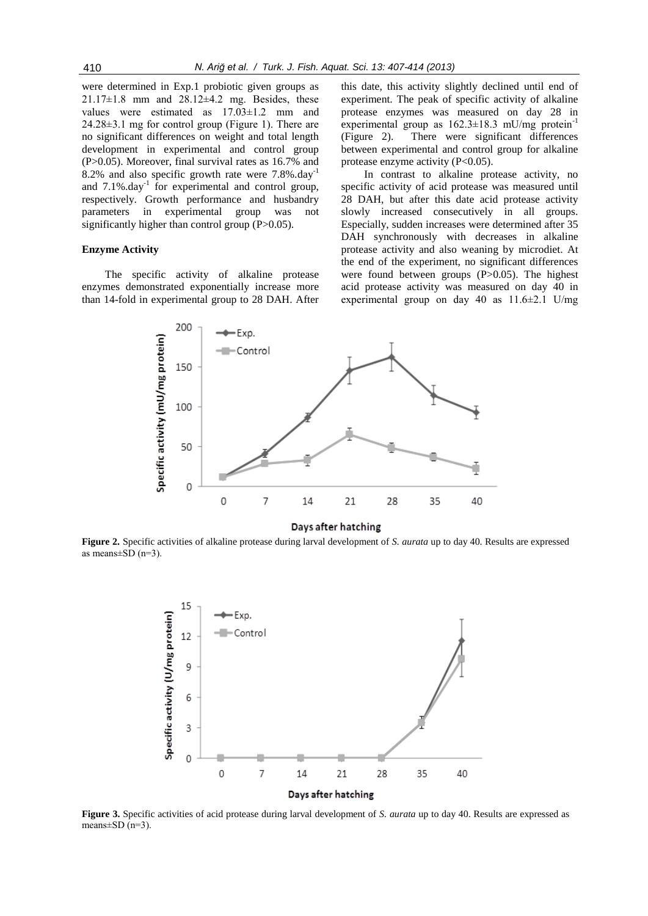were determined in Exp.1 probiotic given groups as 21.17±1.8 mm and 28.12±4.2 mg. Besides, these values were estimated as 17.03±1.2 mm and 24.28±3.1 mg for control group (Figure 1). There are no significant differences on weight and total length development in experimental and control group ($P>0.05$). Moreover, final survival rates as 16.7% and 8.2% and also specific growth rate were 7.8%.day$^{-1}$ and 7.1%.day$^{-1}$ for experimental and control group, respectively. Growth performance and husbandry parameters in experimental group was not significantly higher than control group ($P>0.05$).

**Enzyme Activity**

The specific activity of alkaline protease enzymes demonstrated exponentially increase more than 14-fold in experimental group to 28 DAH. After this date, this activity slightly declined until end of experiment. The peak of specific activity of alkaline protease enzymes was measured on day 28 in experimental group as 162.3±18.3 mU/mg protein$^{-1}$ (Figure 2). There were significant differences between experimental and control group for alkaline protease enzyme activity ($P<0.05$).

In contrast to alkaline protease activity, no specific activity of acid protease was measured until 28 DAH, but after this date acid protease activity slowly increased consecutively in all groups. Especially, sudden increases were determined after 35 DAH synchronously with decreases in alkaline protease activity and also weaning by microdiet. At the end of the experiment, no significant differences were found between groups ($P>0.05$). The highest acid protease activity was measured on day 40 in experimental group on day 40 as 11.6±2.1 U/mg

**Figure 2.** Specific activities of alkaline protease during larval development of *S. aurata* up to day 40. Results are expressed as means±SD (n=3).

**Figure 3.** Specific activities of acid protease during larval development of *S. aurata* up to day 40. Results are expressed as means±SD (n=3).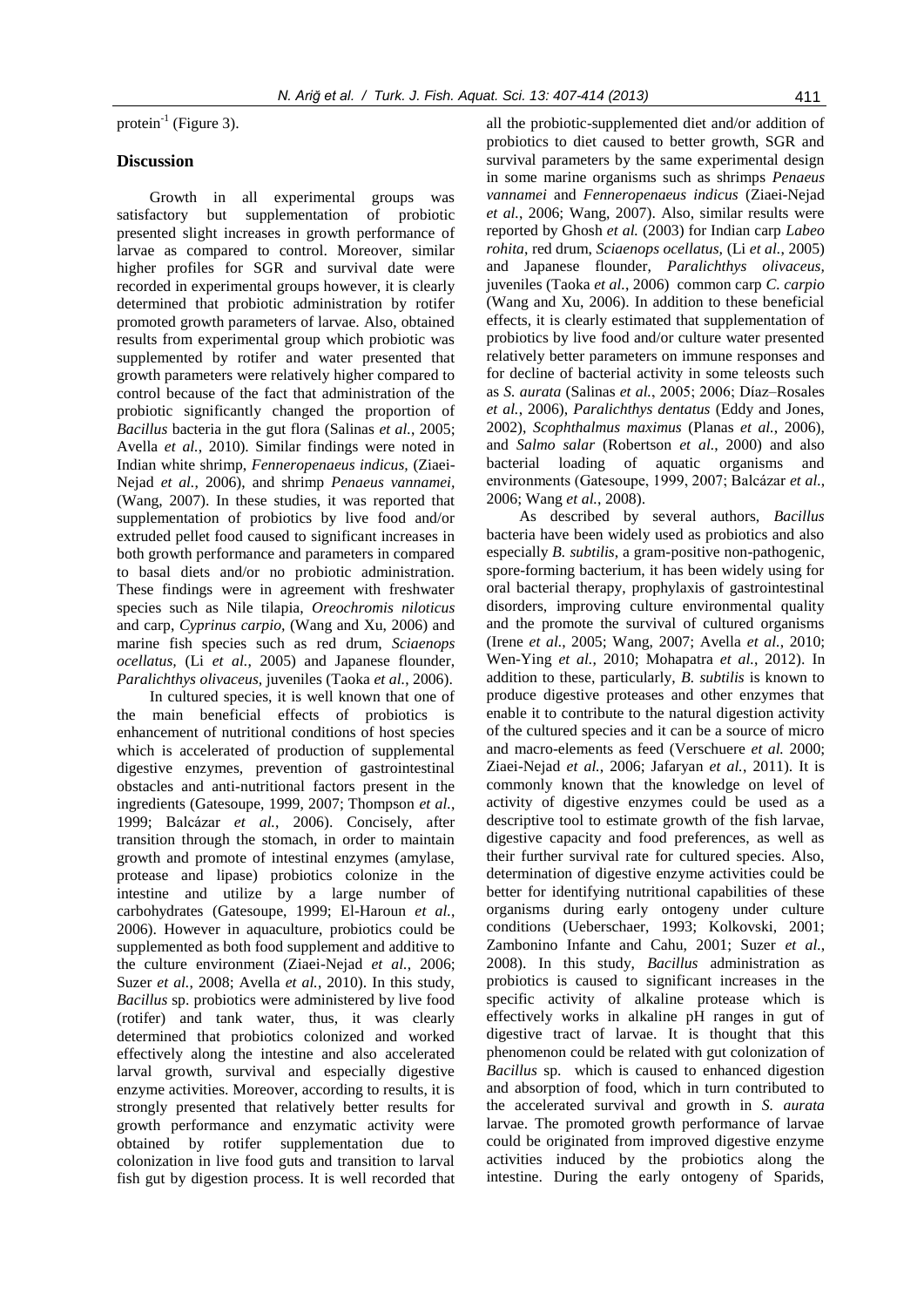protein$^{-1}$ (Figure 3).

## Discussion

Growth in all experimental groups was satisfactory but supplementation of probiotic presented slight increases in growth performance of larvae as compared to control. Moreover, similar higher profiles for SGR and survival date were recorded in experimental groups however, it is clearly determined that probiotic administration by rotifer promoted growth parameters of larvae. Also, obtained results from experimental group which probiotic was supplemented by rotifer and water presented that growth parameters were relatively higher compared to control because of the fact that administration of the probiotic significantly changed the proportion of *Bacillus* bacteria in the gut flora (Salinas *et al.*, 2005; Avella *et al.*, 2010). Similar findings were noted in Indian white shrimp, *Fenneropenaeus indicus*, (Ziaei-Nejad *et al.*, 2006), and shrimp *Penaeus vannamei*, (Wang, 2007). In these studies, it was reported that supplementation of probiotics by live food and/or extruded pellet food caused to significant increases in both growth performance and parameters in compared to basal diets and/or no probiotic administration. These findings were in agreement with freshwater species such as Nile tilapia, *Oreochromis niloticus* and carp, *Cyprinus carpio*, (Wang and Xu, 2006) and marine fish species such as red drum, *Sciaenops ocellatus*, (Li *et al.*, 2005) and Japanese flounder, *Paralichthys olivaceus*, juveniles (Taoka *et al.*, 2006).

In cultured species, it is well known that one of the main beneficial effects of probiotics is enhancement of nutritional conditions of host species which is accelerated of production of supplemental digestive enzymes, prevention of gastrointestinal obstacles and anti-nutritional factors present in the ingredients (Gatesoupe, 1999, 2007; Thompson *et al.*, 1999; Balcázar *et al.*, 2006). Concisely, after transition through the stomach, in order to maintain growth and promote of intestinal enzymes (amylase, protease and lipase) probiotics colonize in the intestine and utilize by a large number of carbohydrates (Gatesoupe, 1999; El-Haroun *et al.*, 2006). However in aquaculture, probiotics could be supplemented as both food supplement and additive to the culture environment (Ziaei-Nejad *et al.*, 2006; Suzer *et al.*, 2008; Avella *et al.*, 2010). In this study, *Bacillus* sp. probiotics were administered by live food (rotifer) and tank water, thus, it was clearly determined that probiotics colonized and worked effectively along the intestine and also accelerated larval growth, survival and especially digestive enzyme activities. Moreover, according to results, it is strongly presented that relatively better results for growth performance and enzymatic activity were obtained by rotifer supplementation due to colonization in live food guts and transition to larval fish gut by digestion process. It is well recorded that all the probiotic-supplemented diet and/or addition of probiotics to diet caused to better growth, SGR and survival parameters by the same experimental design in some marine organisms such as shrimps *Penaeus vannamei* and *Fenneropenaeus indicus* (Ziaei-Nejad *et al.*, 2006; Wang, 2007). Also, similar results were reported by Ghosh *et al.* (2003) for Indian carp *Labeo rohita*, red drum, *Sciaenops ocellatus*, (Li *et al.*, 2005) and Japanese flounder, *Paralichthys olivaceus*, juveniles (Taoka *et al.*, 2006) common carp *C. carpio* (Wang and Xu, 2006). In addition to these beneficial effects, it is clearly estimated that supplementation of probiotics by live food and/or culture water presented relatively better parameters on immune responses and for decline of bacterial activity in some teleosts such as *S. aurata* (Salinas *et al.*, 2005; 2006; Díaz–Rosales *et al.*, 2006), *Paralichthys dentatus* (Eddy and Jones, 2002), *Scophthalmus maximus* (Planas *et al.*, 2006), and *Salmo salar* (Robertson *et al.*, 2000) and also bacterial loading of aquatic organisms and environments (Gatesoupe, 1999, 2007; Balcázar *et al.*, 2006; Wang *et al.*, 2008).

As described by several authors, *Bacillus* bacteria have been widely used as probiotics and also especially *B. subtilis*, a gram-positive non-pathogenic, spore-forming bacterium, it has been widely using for oral bacterial therapy, prophylaxis of gastrointestinal disorders, improving culture environmental quality and the promote the survival of cultured organisms (Irene *et al.*, 2005; Wang, 2007; Avella *et al.*, 2010; Wen-Ying *et al.*, 2010; Mohapatra *et al.*, 2012). In addition to these, particularly, *B. subtilis* is known to produce digestive proteases and other enzymes that enable it to contribute to the natural digestion activity of the cultured species and it can be a source of micro and macro-elements as feed (Verschuere *et al.* 2000; Ziaei-Nejad *et al.*, 2006; Jafaryan *et al.*, 2011). It is commonly known that the knowledge on level of activity of digestive enzymes could be used as a descriptive tool to estimate growth of the fish larvae, digestive capacity and food preferences, as well as their further survival rate for cultured species. Also, determination of digestive enzyme activities could be better for identifying nutritional capabilities of these organisms during early ontogeny under culture conditions (Ueberschaer, 1993; Kolkovski, 2001; Zambonino Infante and Cahu, 2001; Suzer *et al.*, 2008). In this study, *Bacillus* administration as probiotics is caused to significant increases in the specific activity of alkaline protease which is effectively works in alkaline pH ranges in gut of digestive tract of larvae. It is thought that this phenomenon could be related with gut colonization of *Bacillus* sp. which is caused to enhanced digestion and absorption of food, which in turn contributed to the accelerated survival and growth in *S. aurata* larvae. The promoted growth performance of larvae could be originated from improved digestive enzyme activities induced by the probiotics along the intestine. During the early ontogeny of Sparids,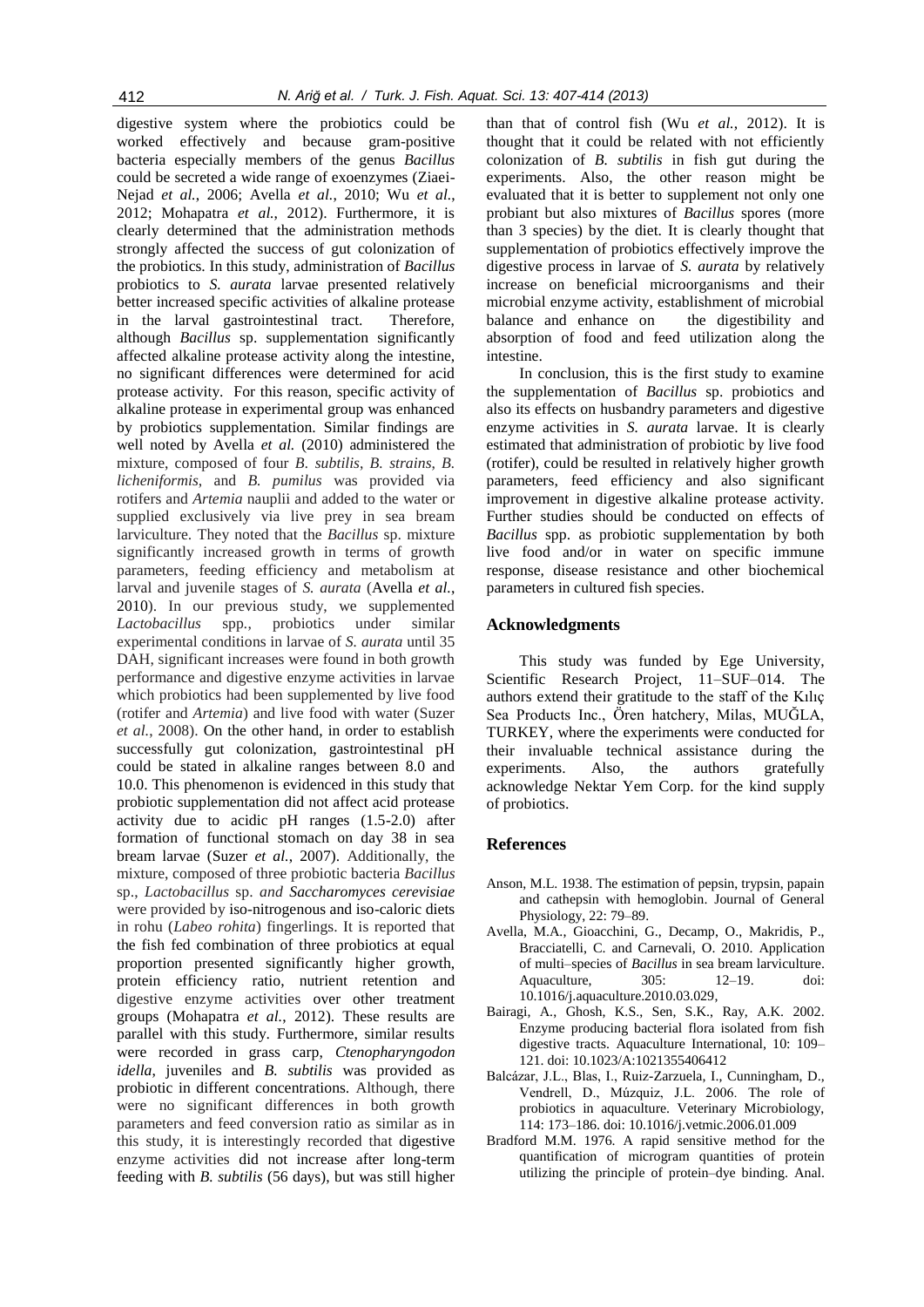digestive system where the probiotics could be worked effectively and because gram-positive bacteria especially members of the genus *Bacillus* could be secreted a wide range of exoenzymes (Ziaei-Nejad *et al.*, 2006; Avella *et al.*, 2010; Wu *et al.*, 2012; Mohapatra *et al.*, 2012). Furthermore, it is clearly determined that the administration methods strongly affected the success of gut colonization of the probiotics. In this study, administration of *Bacillus* probiotics to *S. aurata* larvae presented relatively better increased specific activities of alkaline protease in the larval gastrointestinal tract. Therefore, although *Bacillus* sp. supplementation significantly affected alkaline protease activity along the intestine, no significant differences were determined for acid protease activity. For this reason, specific activity of alkaline protease in experimental group was enhanced by probiotics supplementation. Similar findings are well noted by Avella *et al.* (2010) administered the mixture, composed of four *B. subtilis*, *B. strains*, *B. licheniformis*, and *B. pumilus* was provided via rotifers and *Artemia* nauplii and added to the water or supplied exclusively via live prey in sea bream larviculture. They noted that the *Bacillus* sp. mixture significantly increased growth in terms of growth parameters, feeding efficiency and metabolism at larval and juvenile stages of *S. aurata* (Avella *et al.*, 2010). In our previous study, we supplemented *Lactobacillus* spp., probiotics under similar experimental conditions in larvae of *S. aurata* until 35 DAH, significant increases were found in both growth performance and digestive enzyme activities in larvae which probiotics had been supplemented by live food (rotifer and *Artemia*) and live food with water (Suzer *et al.*, 2008). On the other hand, in order to establish successfully gut colonization, gastrointestinal pH could be stated in alkaline ranges between 8.0 and 10.0. This phenomenon is evidenced in this study that probiotic supplementation did not affect acid protease activity due to acidic pH ranges (1.5-2.0) after formation of functional stomach on day 38 in sea bream larvae (Suzer *et al.*, 2007). Additionally, the mixture, composed of three probiotic bacteria *Bacillus* sp., *Lactobacillus* sp. *and Saccharomyces cerevisiae* were provided by iso-nitrogenous and iso-caloric diets in rohu (*Labeo rohita*) fingerlings. It is reported that the fish fed combination of three probiotics at equal proportion presented significantly higher growth, protein efficiency ratio, nutrient retention and digestive enzyme activities over other treatment groups (Mohapatra *et al.*, 2012). These results are parallel with this study. Furthermore, similar results were recorded in grass carp, *Ctenopharyngodon idella*, juveniles and *B. subtilis* was provided as probiotic in different concentrations. Although, there were no significant differences in both growth parameters and feed conversion ratio as similar as in this study, it is interestingly recorded that digestive enzyme activities did not increase after long-term feeding with *B. subtilis* (56 days), but was still higher than that of control fish (Wu *et al.*, 2012). It is thought that it could be related with not efficiently colonization of *B. subtilis* in fish gut during the experiments. Also, the other reason might be evaluated that it is better to supplement not only one probiant but also mixtures of *Bacillus* spores (more than 3 species) by the diet. It is clearly thought that supplementation of probiotics effectively improve the digestive process in larvae of *S. aurata* by relatively increase on beneficial microorganisms and their microbial enzyme activity, establishment of microbial balance and enhance on the digestibility and absorption of food and feed utilization along the intestine.

In conclusion, this is the first study to examine the supplementation of *Bacillus* sp. probiotics and also its effects on husbandry parameters and digestive enzyme activities in *S. aurata* larvae. It is clearly estimated that administration of probiotic by live food (rotifer), could be resulted in relatively higher growth parameters, feed efficiency and also significant improvement in digestive alkaline protease activity. Further studies should be conducted on effects of *Bacillus* spp. as probiotic supplementation by both live food and/or in water on specific immune response, disease resistance and other biochemical parameters in cultured fish species.

## Acknowledgments

This study was funded by Ege University, Scientific Research Project, 11–SUF–014. The authors extend their gratitude to the staff of the Kılıç Sea Products Inc., Ören hatchery, Milas, MUĞLA, TURKEY, where the experiments were conducted for their invaluable technical assistance during the experiments. Also, the authors gratefully acknowledge Nektar Yem Corp. for the kind supply of probiotics.

## References

Anson, M.L. 1938. The estimation of pepsin, trypsin, papain and cathepsin with hemoglobin. Journal of General Physiology, 22: 79–89.

Avella, M.A., Gioacchini, G., Decamp, O., Makridis, P., Bracciatelli, C. and Carnevali, O. 2010. Application of multi–species of *Bacillus* in sea bream larviculture. Aquaculture, 305: 12–19. doi: 10.1016/j.aquaculture.2010.03.029,

Bairagi, A., Ghosh, K.S., Sen, S.K., Ray, A.K. 2002. Enzyme producing bacterial flora isolated from fish digestive tracts. Aquaculture International, 10: 109–121. doi: 10.1023/A:1021355406412

Balcázar, J.L., Blas, I., Ruiz-Zarzuela, I., Cunningham, D., Vendrell, D., Múzquiz, J.L. 2006. The role of probiotics in aquaculture. Veterinary Microbiology, 114: 173–186. doi: 10.1016/j.vetmic.2006.01.009

Bradford M.M. 1976. A rapid sensitive method for the quantification of microgram quantities of protein utilizing the principle of protein–dye binding. Anal.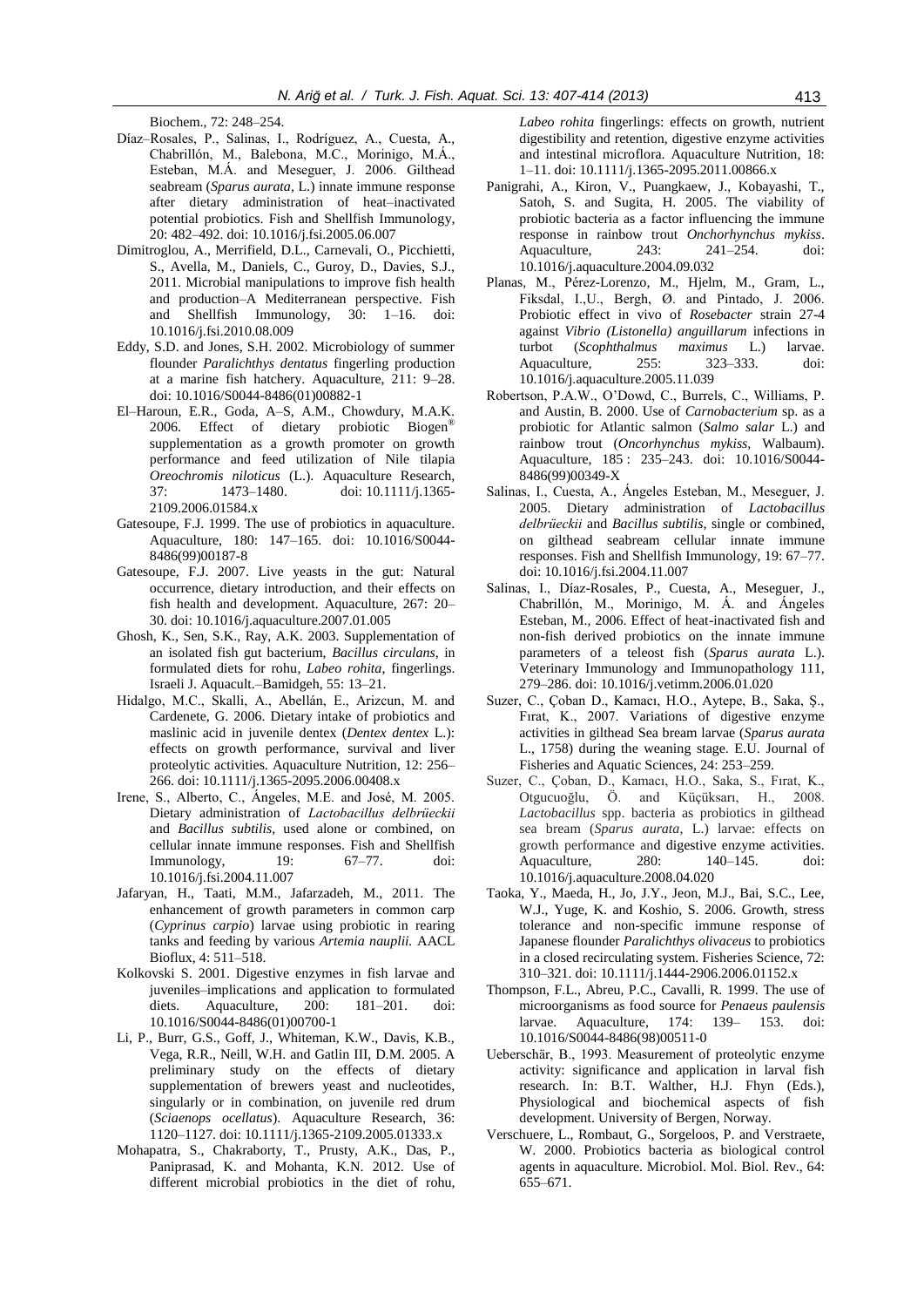Biochem., 72: 248–254.

Díaz–Rosales, P., Salinas, I., Rodríguez, A., Cuesta, A., Chabrillón, M., Balebona, M.C., Morinigo, M.Á., Esteban, M.Á. and Meseguer, J. 2006. Gilthead seabream (*Sparus aurata*, L.) innate immune response after dietary administration of heat–inactivated potential probiotics. Fish and Shellfish Immunology, 20: 482–492. doi: 10.1016/j.fsi.2005.06.007

Dimitroglou, A., Merrifield, D.L., Carnevali, O., Picchietti, S., Avella, M., Daniels, C., Guroy, D., Davies, S.J., 2011. Microbial manipulations to improve fish health and production–A Mediterranean perspective. Fish and Shellfish Immunology, 30: 1–16. doi: 10.1016/j.fsi.2010.08.009

Eddy, S.D. and Jones, S.H. 2002. Microbiology of summer flounder *Paralichthys dentatus* fingerling production at a marine fish hatchery. Aquaculture, 211: 9–28. doi: 10.1016/S0044-8486(01)00882-1

El–Haroun, E.R., Goda, A–S, A.M., Chowdury, M.A.K. 2006. Effect of dietary probiotic Biogen® supplementation as a growth promoter on growth performance and feed utilization of Nile tilapia *Oreochromis niloticus* (L.). Aquaculture Research, 37: 1473–1480. doi: 10.1111/j.1365-2109.2006.01584.x

Gatesoupe, F.J. 1999. The use of probiotics in aquaculture. Aquaculture, 180: 147–165. doi: 10.1016/S0044-8486(99)00187-8

Gatesoupe, F.J. 2007. Live yeasts in the gut: Natural occurrence, dietary introduction, and their effects on fish health and development. Aquaculture, 267: 20–30. doi: 10.1016/j.aquaculture.2007.01.005

Ghosh, K., Sen, S.K., Ray, A.K. 2003. Supplementation of an isolated fish gut bacterium, *Bacillus circulans*, in formulated diets for rohu, *Labeo rohita*, fingerlings. Israeli J. Aquacult.–Bamidgeh, 55: 13–21.

Hidalgo, M.C., Skalli, A., Abellán, E., Arizcun, M. and Cardenete, G. 2006. Dietary intake of probiotics and maslinic acid in juvenile dentex (*Dentex dentex* L.): effects on growth performance, survival and liver proteolytic activities. Aquaculture Nutrition, 12: 256–266. doi: 10.1111/j.1365-2095.2006.00408.x

Irene, S., Alberto, C., Ángeles, M.E. and José, M. 2005. Dietary administration of *Lactobacillus delbrüeckii* and *Bacillus subtilis*, used alone or combined, on cellular innate immune responses. Fish and Shellfish Immunology, 19: 67–77. doi: 10.1016/j.fsi.2004.11.007

Jafaryan, H., Taati, M.M., Jafarzadeh, M., 2011. The enhancement of growth parameters in common carp (*Cyprinus carpio*) larvae using probiotic in rearing tanks and feeding by various *Artemia nauplii.* AACL Bioflux, 4: 511–518.

Kolkovski S. 2001. Digestive enzymes in fish larvae and juveniles–implications and application to formulated diets. Aquaculture, 200: 181–201. doi: 10.1016/S0044-8486(01)00700-1

Li, P., Burr, G.S., Goff, J., Whiteman, K.W., Davis, K.B., Vega, R.R., Neill, W.H. and Gatlin III, D.M. 2005. A preliminary study on the effects of dietary supplementation of brewers yeast and nucleotides, singularly or in combination, on juvenile red drum (*Sciaenops ocellatus*). Aquaculture Research, 36: 1120–1127. doi: 10.1111/j.1365-2109.2005.01333.x

Mohapatra, S., Chakraborty, T., Prusty, A.K., Das, P., Paniprasad, K. and Mohanta, K.N. 2012. Use of different microbial probiotics in the diet of rohu, *Labeo rohita* fingerlings: effects on growth, nutrient digestibility and retention, digestive enzyme activities and intestinal microflora. Aquaculture Nutrition, 18: 1–11. doi: 10.1111/j.1365-2095.2011.00866.x

Panigrahi, A., Kiron, V., Puangkaew, J., Kobayashi, T., Satoh, S. and Sugita, H. 2005. The viability of probiotic bacteria as a factor influencing the immune response in rainbow trout *Onchorhynchus mykiss*. Aquaculture, 243: 241–254. doi: 10.1016/j.aquaculture.2004.09.032

Planas, M., Pérez-Lorenzo, M., Hjelm, M., Gram, L., Fiksdal, I.,U., Bergh, Ø. and Pintado, J. 2006. Probiotic effect in vivo of *Rosebacter* strain 27-4 against *Vibrio (Listonella) anguillarum* infections in turbot (*Scophthalmus maximus* L.) larvae. Aquaculture, 255: 323–333. doi: 10.1016/j.aquaculture.2005.11.039

Robertson, P.A.W., O'Dowd, C., Burrels, C., Williams, P. and Austin, B. 2000. Use of *Carnobacterium* sp. as a probiotic for Atlantic salmon (*Salmo salar* L.) and rainbow trout (*Oncorhynchus mykiss*, Walbaum). Aquaculture, 185 : 235–243. doi: 10.1016/S0044-8486(99)00349-X

Salinas, I., Cuesta, A., Ángeles Esteban, M., Meseguer, J. 2005. Dietary administration of *Lactobacillus delbrüeckii* and *Bacillus subtilis*, single or combined, on gilthead seabream cellular innate immune responses. Fish and Shellfish Immunology, 19: 67–77. doi: 10.1016/j.fsi.2004.11.007

Salinas, I., Díaz-Rosales, P., Cuesta, A., Meseguer, J., Chabrillón, M., Morinigo, M. Á. and Ángeles Esteban, M., 2006. Effect of heat-inactivated fish and non-fish derived probiotics on the innate immune parameters of a teleost fish (*Sparus aurata* L.). Veterinary Immunology and Immunopathology 111, 279–286. doi: 10.1016/j.vetimm.2006.01.020

Suzer, C., Çoban D., Kamacı, H.O., Aytepe, B., Saka, Ş., Fırat, K., 2007. Variations of digestive enzyme activities in gilthead Sea bream larvae (*Sparus aurata* L., 1758) during the weaning stage. E.U. Journal of Fisheries and Aquatic Sciences, 24: 253–259.

Suzer, C., Çoban, D., Kamacı, H.O., Saka, Ş., Fırat, K., Otgucuoğlu, Ö. and Küçüksarı, H., 2008. *Lactobacillus* spp. bacteria as probiotics in gilthead sea bream (*Sparus aurata*, L.) larvae: effects on growth performance and digestive enzyme activities. Aquaculture, 280: 140–145. doi: 10.1016/j.aquaculture.2008.04.020

Taoka, Y., Maeda, H., Jo, J.Y., Jeon, M.J., Bai, S.C., Lee, W.J., Yuge, K. and Koshio, S. 2006. Growth, stress tolerance and non-specific immune response of Japanese flounder *Paralichthys olivaceus* to probiotics in a closed recirculating system. Fisheries Science, 72: 310–321. doi: 10.1111/j.1444-2906.2006.01152.x

Thompson, F.L., Abreu, P.C., Cavalli, R. 1999. The use of microorganisms as food source for *Penaeus paulensis* larvae. Aquaculture, 174: 139– 153. doi: 10.1016/S0044-8486(98)00511-0

Ueberschär, B., 1993. Measurement of proteolytic enzyme activity: significance and application in larval fish research. In: B.T. Walther, H.J. Fhyn (Eds.), Physiological and biochemical aspects of fish development. University of Bergen, Norway.

Verschuere, L., Rombaut, G., Sorgeloos, P. and Verstraete, W. 2000. Probiotics bacteria as biological control agents in aquaculture. Microbiol. Mol. Biol. Rev., 64: 655–671.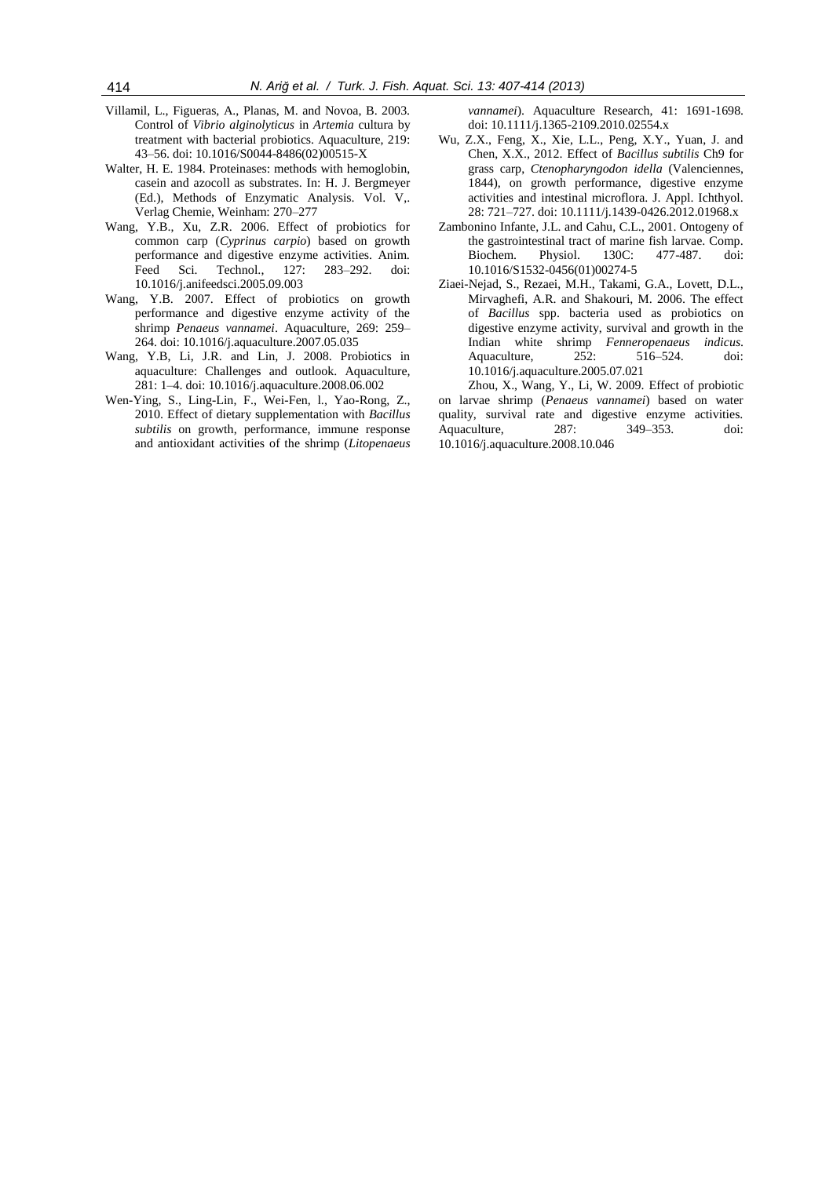Villamil, L., Figueras, A., Planas, M. and Novoa, B. 2003. Control of *Vibrio alginolyticus* in *Artemia* cultura by treatment with bacterial probiotics. Aquaculture, 219: 43–56. doi: 10.1016/S0044-8486(02)00515-X

Walter, H. E. 1984. Proteinases: methods with hemoglobin, casein and azocoll as substrates. In: H. J. Bergmeyer (Ed.), Methods of Enzymatic Analysis. Vol. V,. Verlag Chemie, Weinham: 270–277

Wang, Y.B., Xu, Z.R. 2006. Effect of probiotics for common carp (*Cyprinus carpio*) based on growth performance and digestive enzyme activities. Anim. Feed Sci. Technol., 127: 283–292. doi: 10.1016/j.anifeedsci.2005.09.003

Wang, Y.B. 2007. Effect of probiotics on growth performance and digestive enzyme activity of the shrimp *Penaeus vannamei*. Aquaculture, 269: 259–264. doi: 10.1016/j.aquaculture.2007.05.035

Wang, Y.B, Li, J.R. and Lin, J. 2008. Probiotics in aquaculture: Challenges and outlook. Aquaculture, 281: 1–4. doi: 10.1016/j.aquaculture.2008.06.002

Wen-Ying, S., Ling-Lin, F., Wei-Fen, l., Yao-Rong, Z., 2010. Effect of dietary supplementation with *Bacillus subtilis* on growth, performance, immune response and antioxidant activities of the shrimp (*Litopenaeus vannamei*). Aquaculture Research, 41: 1691-1698. doi: 10.1111/j.1365-2109.2010.02554.x

Wu, Z.X., Feng, X., Xie, L.L., Peng, X.Y., Yuan, J. and Chen, X.X., 2012. Effect of *Bacillus subtilis* Ch9 for grass carp, *Ctenopharyngodon idella* (Valenciennes, 1844), on growth performance, digestive enzyme activities and intestinal microflora. J. Appl. Ichthyol. 28: 721–727. doi: 10.1111/j.1439-0426.2012.01968.x

Zambonino Infante, J.L. and Cahu, C.L., 2001. Ontogeny of the gastrointestinal tract of marine fish larvae. Comp. Biochem. Physiol. 130C: 477-487. doi: 10.1016/S1532-0456(01)00274-5

Ziaei-Nejad, S., Rezaei, M.H., Takami, G.A., Lovett, D.L., Mirvaghefi, A.R. and Shakouri, M. 2006. The effect of *Bacillus* spp. bacteria used as probiotics on digestive enzyme activity, survival and growth in the Indian white shrimp *Fenneropenaeus indicus*. Aquaculture, 252: 516–524. doi: 10.1016/j.aquaculture.2005.07.021

Zhou, X., Wang, Y., Li, W. 2009. Effect of probiotic on larvae shrimp (*Penaeus vannamei*) based on water quality, survival rate and digestive enzyme activities. Aquaculture, 287: 349–353. doi: 10.1016/j.aquaculture.2008.10.046